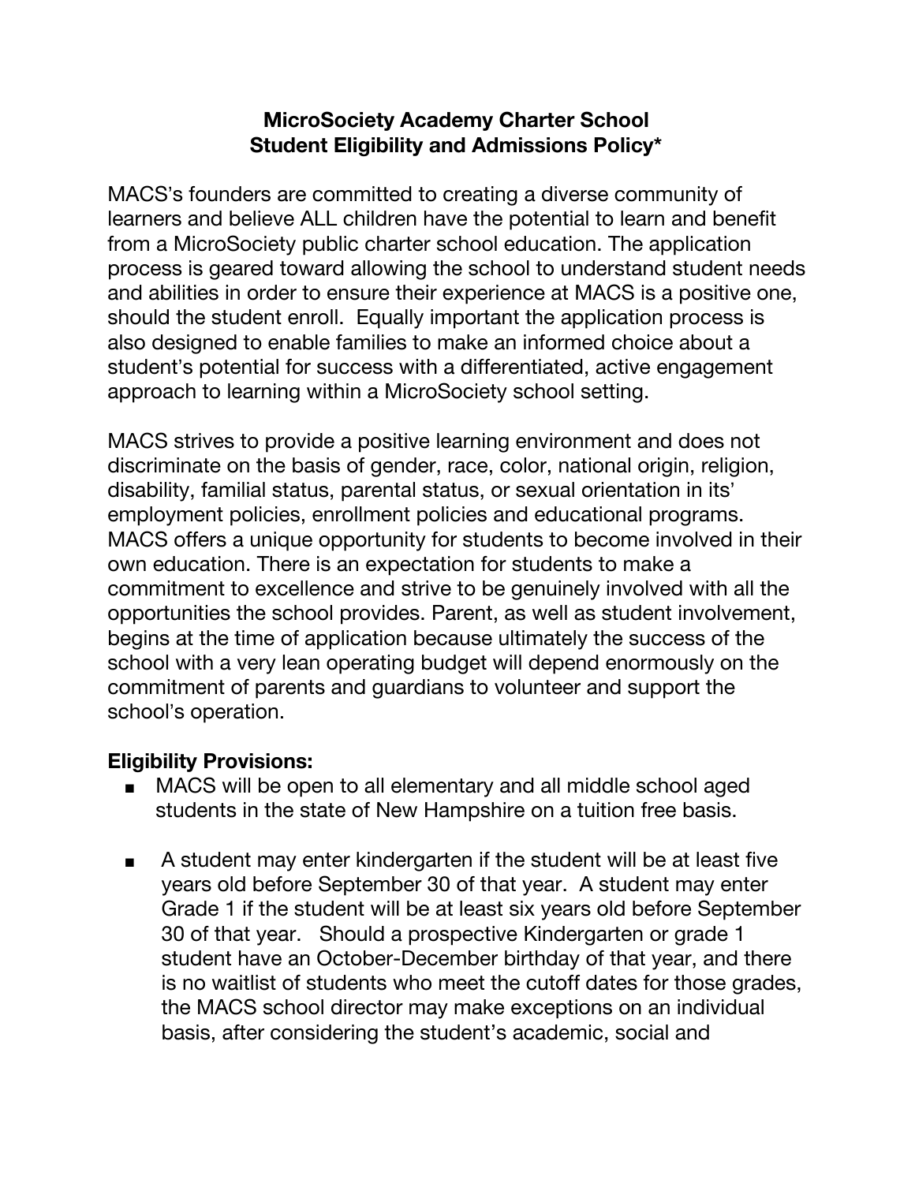# MicroSociety Academy Charter School
## Student Eligibility and Admissions Policy*

MACS's founders are committed to creating a diverse community of learners and believe ALL children have the potential to learn and benefit from a MicroSociety public charter school education. The application process is geared toward allowing the school to understand student needs and abilities in order to ensure their experience at MACS is a positive one, should the student enroll. Equally important the application process is also designed to enable families to make an informed choice about a student's potential for success with a differentiated, active engagement approach to learning within a MicroSociety school setting.

MACS strives to provide a positive learning environment and does not discriminate on the basis of gender, race, color, national origin, religion, disability, familial status, parental status, or sexual orientation in its' employment policies, enrollment policies and educational programs. MACS offers a unique opportunity for students to become involved in their own education. There is an expectation for students to make a commitment to excellence and strive to be genuinely involved with all the opportunities the school provides. Parent, as well as student involvement, begins at the time of application because ultimately the success of the school with a very lean operating budget will depend enormously on the commitment of parents and guardians to volunteer and support the school's operation.

**Eligibility Provisions:**

- MACS will be open to all elementary and all middle school aged students in the state of New Hampshire on a tuition free basis.

- A student may enter kindergarten if the student will be at least five years old before September 30 of that year. A student may enter Grade 1 if the student will be at least six years old before September 30 of that year. Should a prospective Kindergarten or grade 1 student have an October-December birthday of that year, and there is no waitlist of students who meet the cutoff dates for those grades, the MACS school director may make exceptions on an individual basis, after considering the student's academic, social and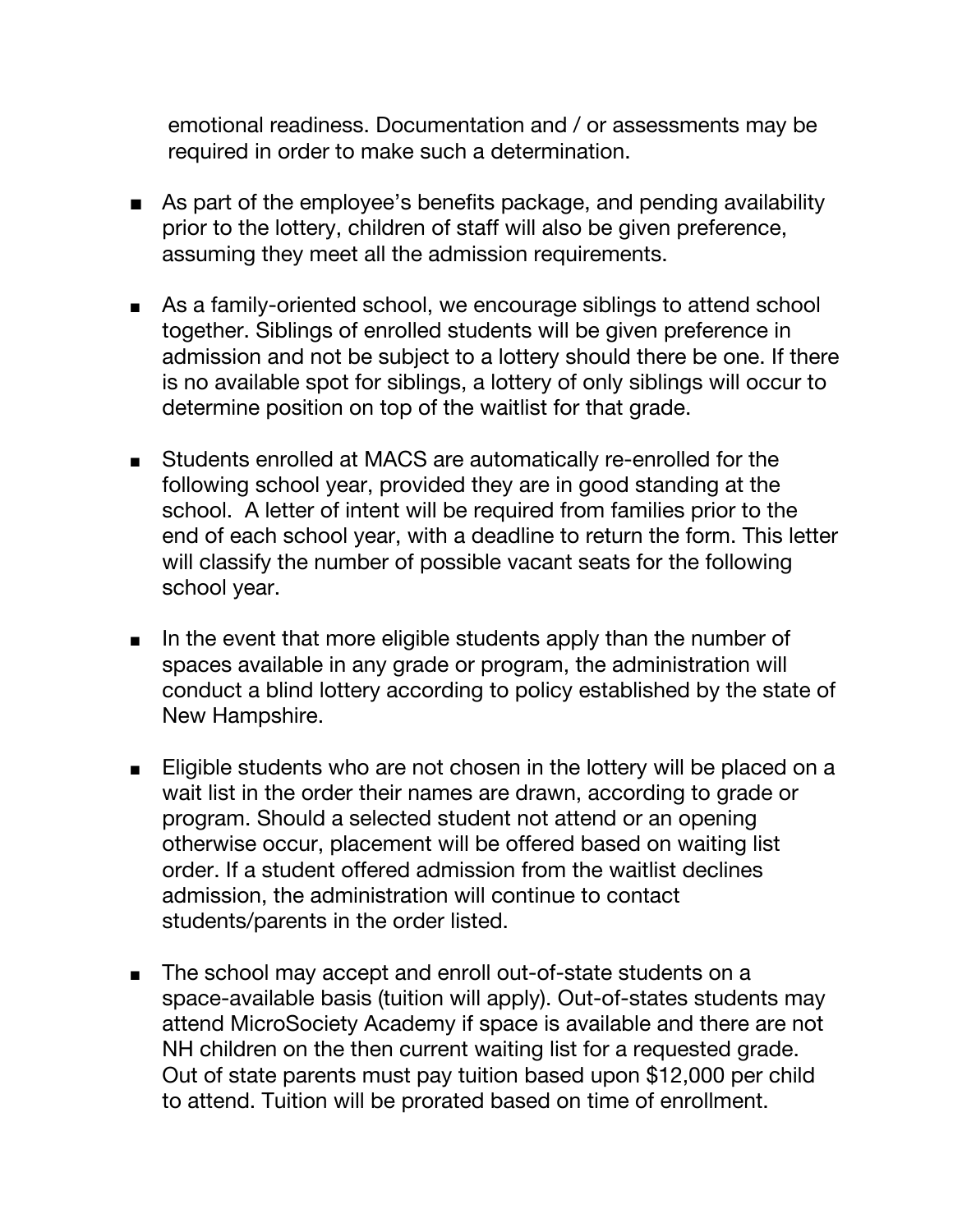emotional readiness. Documentation and / or assessments may be required in order to make such a determination.

- As part of the employee's benefits package, and pending availability prior to the lottery, children of staff will also be given preference, assuming they meet all the admission requirements.

- As a family-oriented school, we encourage siblings to attend school together. Siblings of enrolled students will be given preference in admission and not be subject to a lottery should there be one. If there is no available spot for siblings, a lottery of only siblings will occur to determine position on top of the waitlist for that grade.

- Students enrolled at MACS are automatically re-enrolled for the following school year, provided they are in good standing at the school. A letter of intent will be required from families prior to the end of each school year, with a deadline to return the form. This letter will classify the number of possible vacant seats for the following school year.

- In the event that more eligible students apply than the number of spaces available in any grade or program, the administration will conduct a blind lottery according to policy established by the state of New Hampshire.

- Eligible students who are not chosen in the lottery will be placed on a wait list in the order their names are drawn, according to grade or program. Should a selected student not attend or an opening otherwise occur, placement will be offered based on waiting list order. If a student offered admission from the waitlist declines admission, the administration will continue to contact students/parents in the order listed.

- The school may accept and enroll out-of-state students on a space-available basis (tuition will apply). Out-of-states students may attend MicroSociety Academy if space is available and there are not NH children on the then current waiting list for a requested grade. Out of state parents must pay tuition based upon $12,000 per child to attend. Tuition will be prorated based on time of enrollment.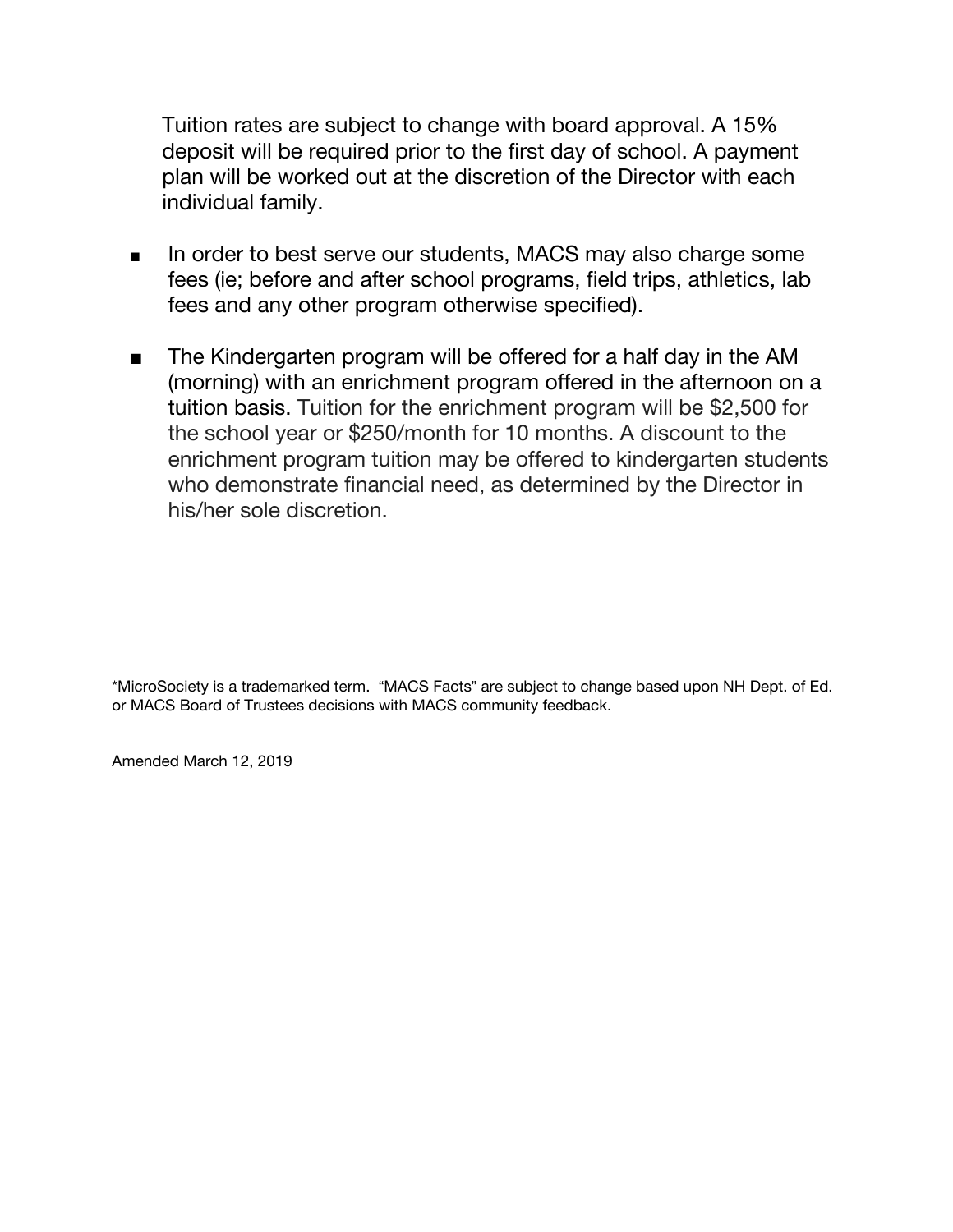Tuition rates are subject to change with board approval. A 15% deposit will be required prior to the first day of school. A payment plan will be worked out at the discretion of the Director with each individual family.

- In order to best serve our students, MACS may also charge some fees (ie; before and after school programs, field trips, athletics, lab fees and any other program otherwise specified).
- The Kindergarten program will be offered for a half day in the AM (morning) with an enrichment program offered in the afternoon on a tuition basis. Tuition for the enrichment program will be $2,500 for the school year or $250/month for 10 months. A discount to the enrichment program tuition may be offered to kindergarten students who demonstrate financial need, as determined by the Director in his/her sole discretion.

*MicroSociety is a trademarked term. "MACS Facts" are subject to change based upon NH Dept. of Ed. or MACS Board of Trustees decisions with MACS community feedback.

Amended March 12, 2019